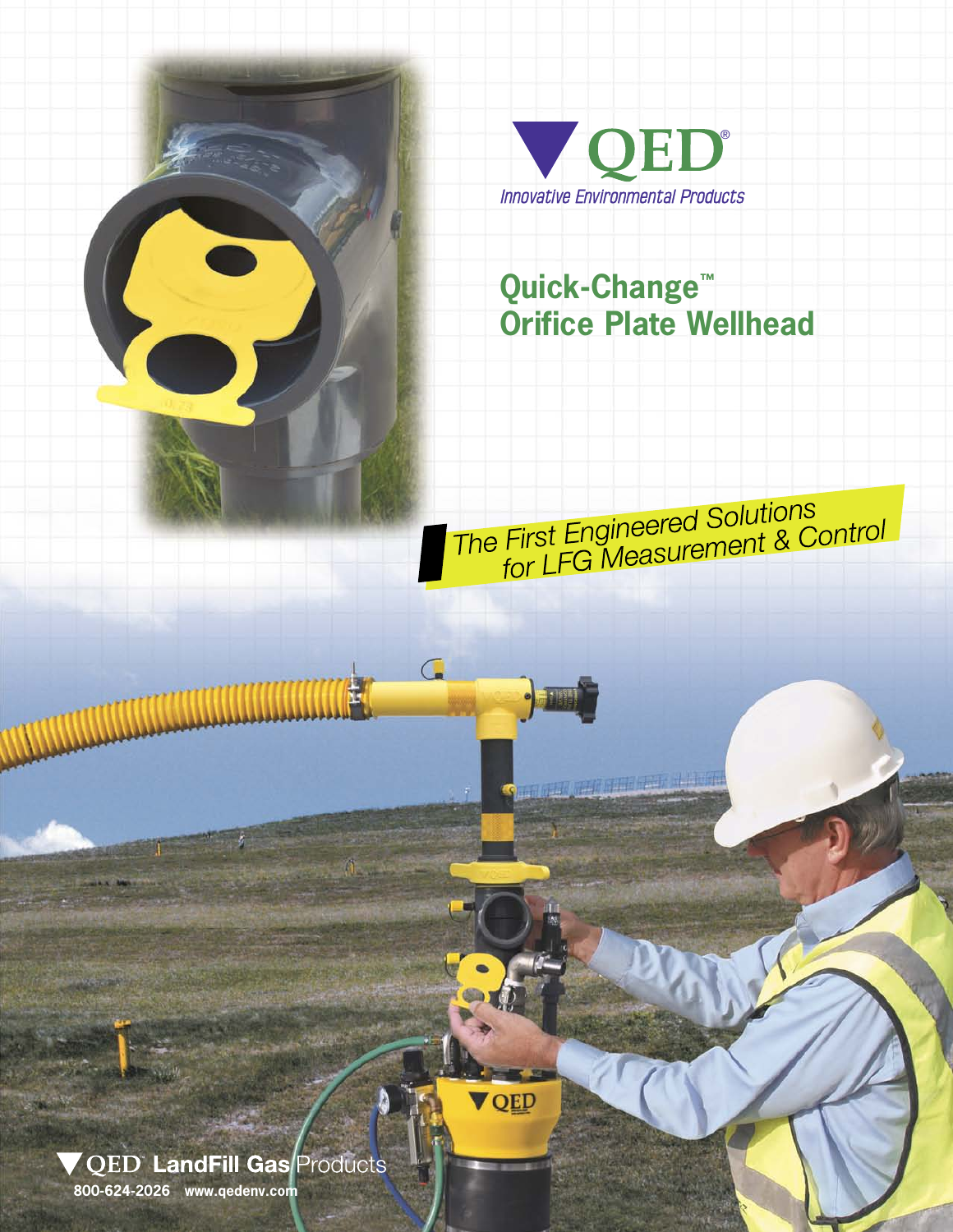QED®

*Innovative Environmental Products*

# Quick-Change™ Orifice Plate Wellhead

*The First Engineered Solutions for LFG Measurement & Control*

**QED™ LandFill Gas** Products

**800-624-2026 www.qedenv.com**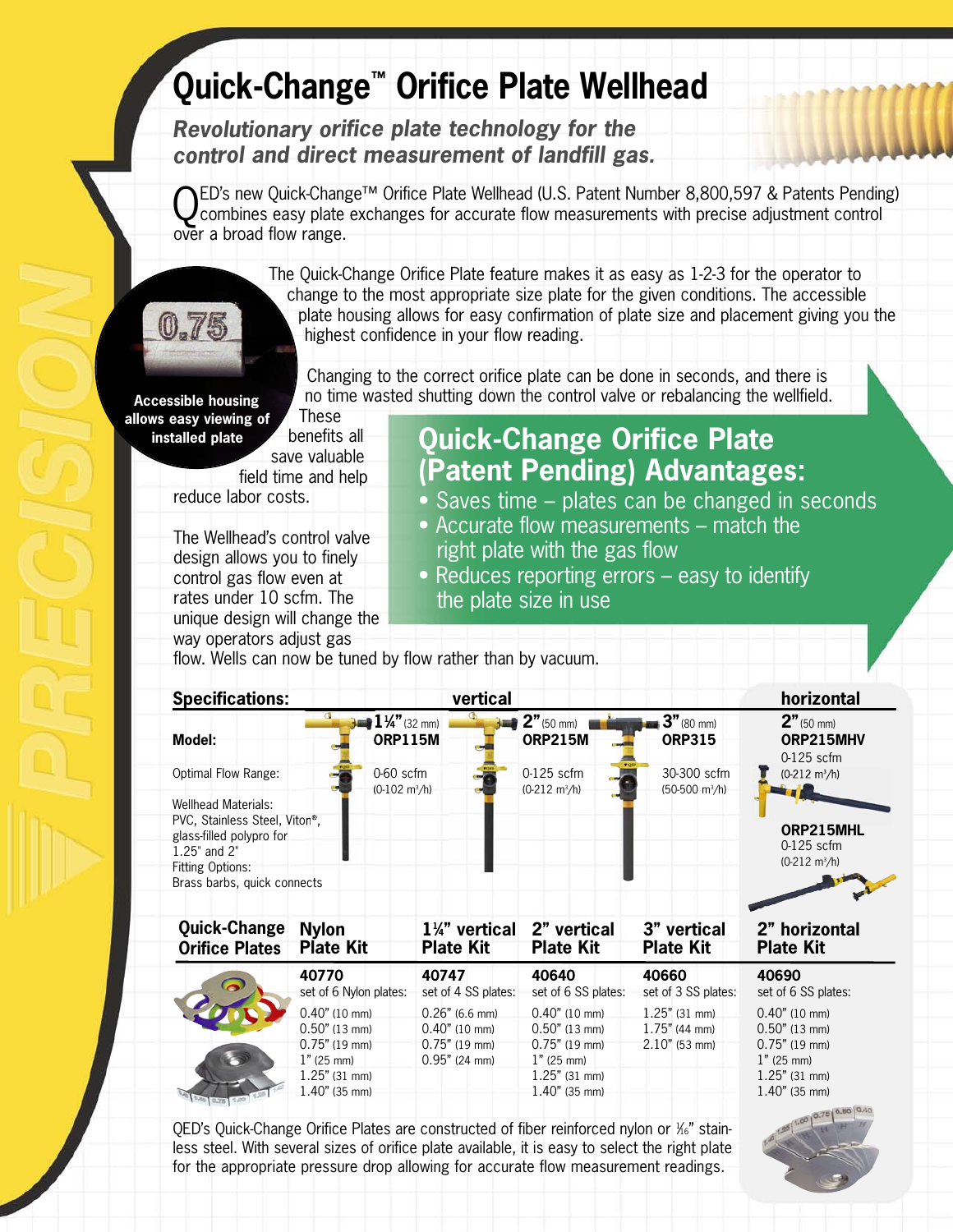# Quick-Change™ Orifice Plate Wellhead

***Revolutionary orifice plate technology for the control and direct measurement of landfill gas.***

QED's new Quick-Change™ Orifice Plate Wellhead (U.S. Patent Number 8,800,597 & Patents Pending) combines easy plate exchanges for accurate flow measurements with precise adjustment control over a broad flow range.

The Quick-Change Orifice Plate feature makes it as easy as 1-2-3 for the operator to change to the most appropriate size plate for the given conditions. The accessible plate housing allows for easy confirmation of plate size and placement giving you the highest confidence in your flow reading.

**Accessible housing allows easy viewing of installed plate**

Changing to the correct orifice plate can be done in seconds, and there is no time wasted shutting down the control valve or rebalancing the wellfield. These benefits all save valuable field time and help reduce labor costs.

The Wellhead's control valve design allows you to finely control gas flow even at rates under 10 scfm. The unique design will change the way operators adjust gas flow. Wells can now be tuned by flow rather than by vacuum.

## Quick-Change Orifice Plate (Patent Pending) Advantages:

- Saves time – plates can be changed in seconds
- Accurate flow measurements – match the right plate with the gas flow
- Reduces reporting errors – easy to identify the plate size in use

## Specifications:

| | vertical | | | horizontal |
|---|---|---|---|---|
| **Model:** | **1¼"** (32 mm) **ORP115M** | **2"** (50 mm) **ORP215M** | **3"** (80 mm) **ORP315** | **2"** (50 mm) **ORP215MHV** 0-125 scfm (0-212 m³/h); **ORP215MHL** 0-125 scfm (0-212 m³/h) |
| Optimal Flow Range: | 0-60 scfm (0-102 m³/h) | 0-125 scfm (0-212 m³/h) | 30-300 scfm (50-500 m³/h) | |

Wellhead Materials: PVC, Stainless Steel, Viton®, glass-filled polypro for 1.25" and 2"

Fitting Options: Brass barbs, quick connects

| Quick-Change Orifice Plates | Nylon Plate Kit | 1¼" vertical Plate Kit | 2" vertical Plate Kit | 3" vertical Plate Kit | 2" horizontal Plate Kit |
|---|---|---|---|---|---|
| | **40770** set of 6 Nylon plates: | **40747** set of 4 SS plates: | **40640** set of 6 SS plates: | **40660** set of 3 SS plates: | **40690** set of 6 SS plates: |
| | 0.40" (10 mm) | 0.26" (6.6 mm) | 0.40" (10 mm) | 1.25" (31 mm) | 0.40" (10 mm) |
| | 0.50" (13 mm) | 0.40" (10 mm) | 0.50" (13 mm) | 1.75" (44 mm) | 0.50" (13 mm) |
| | 0.75" (19 mm) | 0.75" (19 mm) | 0.75" (19 mm) | 2.10" (53 mm) | 0.75" (19 mm) |
| | 1" (25 mm) | 0.95" (24 mm) | 1" (25 mm) | | 1" (25 mm) |
| | 1.25" (31 mm) | | 1.25" (31 mm) | | 1.25" (31 mm) |
| | 1.40" (35 mm) | | 1.40" (35 mm) | | 1.40" (35 mm) |

QED's Quick-Change Orifice Plates are constructed of fiber reinforced nylon or 1/16" stainless steel. With several sizes of orifice plate available, it is easy to select the right plate for the appropriate pressure drop allowing for accurate flow measurement readings.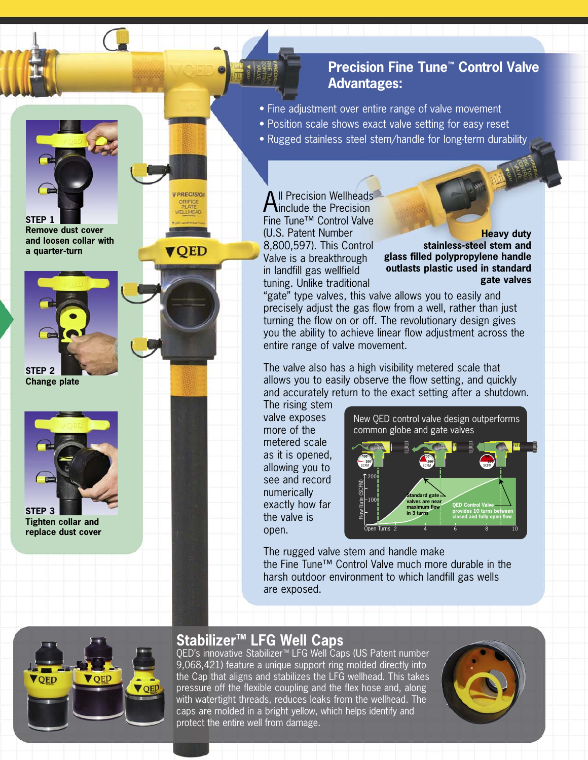## Precision Fine Tune™ Control Valve Advantages:

- Fine adjustment over entire range of valve movement
- Position scale shows exact valve setting for easy reset
- Rugged stainless steel stem/handle for long-term durability

All Precision Wellheads include the Precision Fine Tune™ Control Valve (U.S. Patent Number 8,800,597). This Control Valve is a breakthrough in landfill gas wellfield tuning. Unlike traditional "gate" type valves, this valve allows you to easily and precisely adjust the gas flow from a well, rather than just turning the flow on or off. The revolutionary design gives you the ability to achieve linear flow adjustment across the entire range of valve movement.

**Heavy duty stainless-steel stem and glass filled polypropylene handle outlasts plastic used in standard gate valves**

The valve also has a high visibility metered scale that allows you to easily observe the flow setting, and quickly and accurately return to the exact setting after a shutdown. The rising stem valve exposes more of the metered scale as it is opened, allowing you to see and record numerically exactly how far the valve is open.

New QED control valve design outperforms common globe and gate valves

Standard gate valves are near maximum flow in 3 turns

QED Control Valve provides 10 turns between closed and fully open flow

The rugged valve stem and handle make the Fine Tune™ Control Valve much more durable in the harsh outdoor environment to which landfill gas wells are exposed.

**STEP 1**
**Remove dust cover and loosen collar with a quarter-turn**

**STEP 2**
**Change plate**

**STEP 3**
**Tighten collar and replace dust cover**

## Stabilizer™ LFG Well Caps

QED's innovative Stabilizer™ LFG Well Caps (US Patent number 9,068,421) feature a unique support ring molded directly into the Cap that aligns and stabilizes the LFG wellhead. This takes pressure off the flexible coupling and the flex hose and, along with watertight threads, reduces leaks from the wellhead. The caps are molded in a bright yellow, which helps identify and protect the entire well from damage.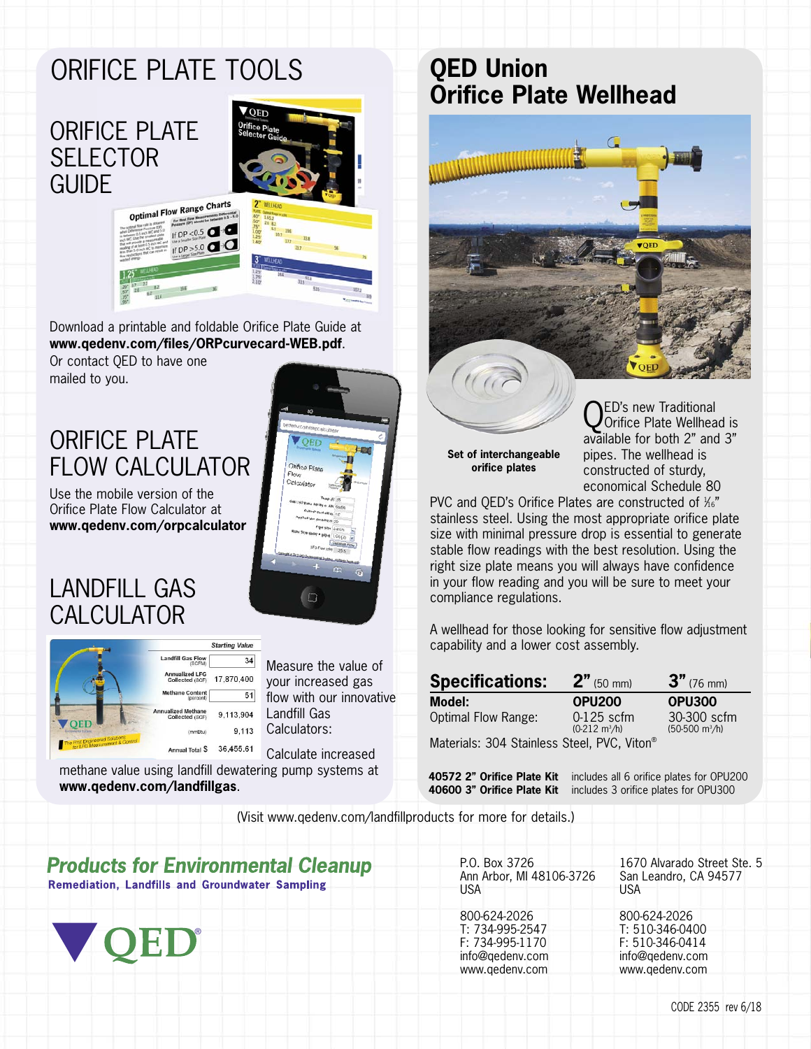# ORIFICE PLATE TOOLS

## ORIFICE PLATE SELECTOR GUIDE

Download a printable and foldable Orifice Plate Guide at **www.qedenv.com/files/ORPcurvecard-WEB.pdf**. Or contact QED to have one mailed to you.

## ORIFICE PLATE FLOW CALCULATOR

Use the mobile version of the Orifice Plate Flow Calculator at **www.qedenv.com/orpcalculator**

## LANDFILL GAS CALCULATOR

Measure the value of your increased gas flow with our innovative Landfill Gas Calculators:

Calculate increased methane value using landfill dewatering pump systems at **www.qedenv.com/landfillgas**.

# QED Union Orifice Plate Wellhead

**Set of interchangeable orifice plates**

QED's new Traditional Orifice Plate Wellhead is available for both 2" and 3" pipes. The wellhead is constructed of sturdy, economical Schedule 80 PVC and QED's Orifice Plates are constructed of 1⁄16" stainless steel. Using the most appropriate orifice plate size with minimal pressure drop is essential to generate stable flow readings with the best resolution. Using the right size plate means you will always have confidence in your flow reading and you will be sure to meet your compliance regulations.

A wellhead for those looking for sensitive flow adjustment capability and a lower cost assembly.

| **Specifications:** | **2"** (50 mm) | **3"** (76 mm) |
|---|---|---|
| **Model:** | **OPU200** | **OPU300** |
| Optimal Flow Range: | 0-125 scfm (0-212 $m^3$/h) | 30-300 scfm (50-500 $m^3$/h) |

Materials: 304 Stainless Steel, PVC, Viton®

**40572 2" Orifice Plate Kit** includes all 6 orifice plates for OPU200
**40600 3" Orifice Plate Kit** includes 3 orifice plates for OPU300

(Visit www.qedenv.com/landfillproducts for more for details.)

**Products for Environmental Cleanup**
**Remediation, Landfills and Groundwater Sampling**

QED®

P.O. Box 3726
Ann Arbor, MI 48106-3726
USA

800-624-2026
T: 734-995-2547
F: 734-995-1170
info@qedenv.com
www.qedenv.com

1670 Alvarado Street Ste. 5
San Leandro, CA 94577
USA

800-624-2026
T: 510-346-0400
F: 510-346-0414
info@qedenv.com
www.qedenv.com

CODE 2355 rev 6/18